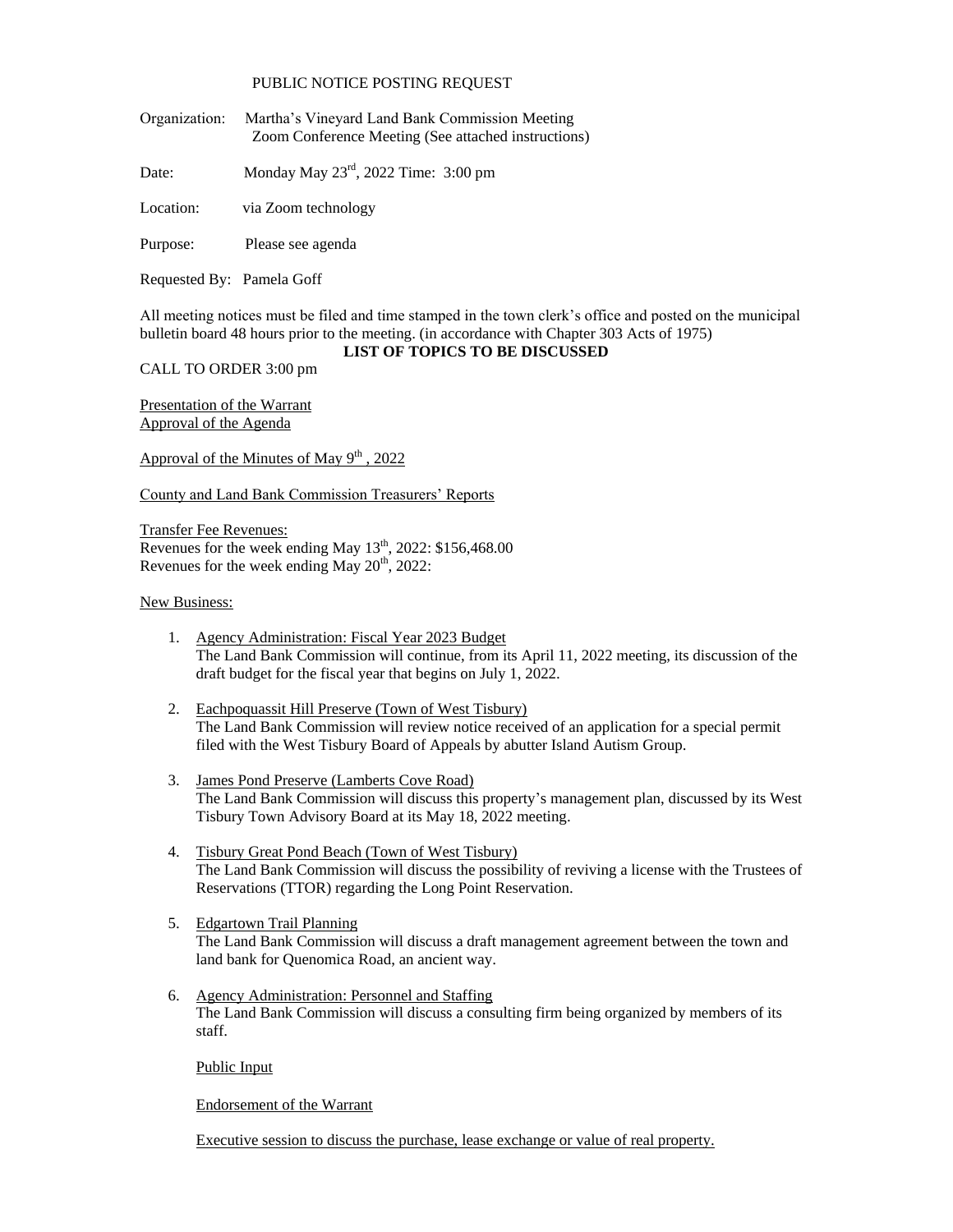PUBLIC NOTICE POSTING REQUEST

Organization: Martha's Vineyard Land Bank Commission Meeting
Zoom Conference Meeting (See attached instructions)

Date: Monday May 23rd, 2022 Time: 3:00 pm

Location: via Zoom technology

Purpose: Please see agenda

Requested By: Pamela Goff

All meeting notices must be filed and time stamped in the town clerk's office and posted on the municipal bulletin board 48 hours prior to the meeting. (in accordance with Chapter 303 Acts of 1975)

**LIST OF TOPICS TO BE DISCUSSED**

CALL TO ORDER 3:00 pm

Presentation of the Warrant
Approval of the Agenda

Approval of the Minutes of May 9th , 2022

County and Land Bank Commission Treasurers' Reports

Transfer Fee Revenues:
Revenues for the week ending May 13th, 2022: $156,468.00
Revenues for the week ending May 20th, 2022:

New Business:

1. Agency Administration: Fiscal Year 2023 Budget
   The Land Bank Commission will continue, from its April 11, 2022 meeting, its discussion of the draft budget for the fiscal year that begins on July 1, 2022.

2. Eachpoquassit Hill Preserve (Town of West Tisbury)
   The Land Bank Commission will review notice received of an application for a special permit filed with the West Tisbury Board of Appeals by abutter Island Autism Group.

3. James Pond Preserve (Lamberts Cove Road)
   The Land Bank Commission will discuss this property's management plan, discussed by its West Tisbury Town Advisory Board at its May 18, 2022 meeting.

4. Tisbury Great Pond Beach (Town of West Tisbury)
   The Land Bank Commission will discuss the possibility of reviving a license with the Trustees of Reservations (TTOR) regarding the Long Point Reservation.

5. Edgartown Trail Planning
   The Land Bank Commission will discuss a draft management agreement between the town and land bank for Quenomica Road, an ancient way.

6. Agency Administration: Personnel and Staffing
   The Land Bank Commission will discuss a consulting firm being organized by members of its staff.

   Public Input

   Endorsement of the Warrant

   Executive session to discuss the purchase, lease exchange or value of real property.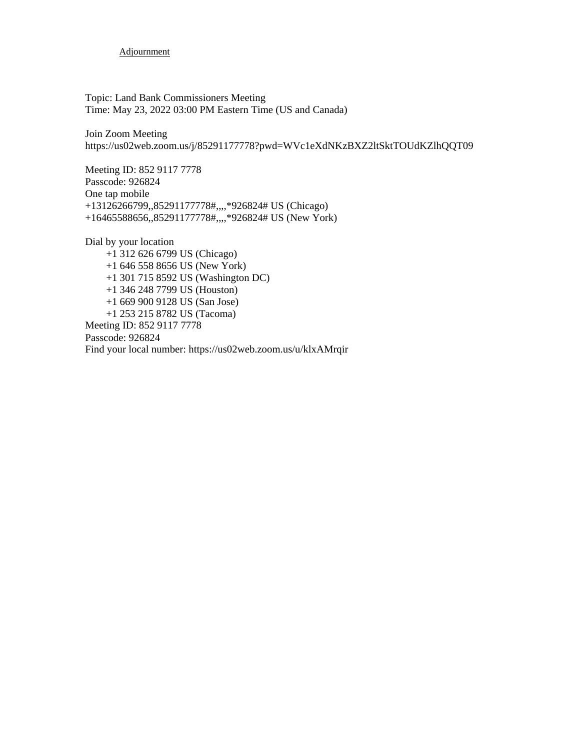<u>Adjournment</u>

Topic: Land Bank Commissioners Meeting
Time: May 23, 2022 03:00 PM Eastern Time (US and Canada)

Join Zoom Meeting
https://us02web.zoom.us/j/85291177778?pwd=WVc1eXdNKzBXZ2ltSktTOUdKZlhQQT09

Meeting ID: 852 9117 7778
Passcode: 926824
One tap mobile
+13126266799,,85291177778#,,,,*926824# US (Chicago)
+16465588656,,85291177778#,,,,*926824# US (New York)

Dial by your location
- +1 312 626 6799 US (Chicago)
- +1 646 558 8656 US (New York)
- +1 301 715 8592 US (Washington DC)
- +1 346 248 7799 US (Houston)
- +1 669 900 9128 US (San Jose)
- +1 253 215 8782 US (Tacoma)

Meeting ID: 852 9117 7778
Passcode: 926824
Find your local number: https://us02web.zoom.us/u/klxAMrqir